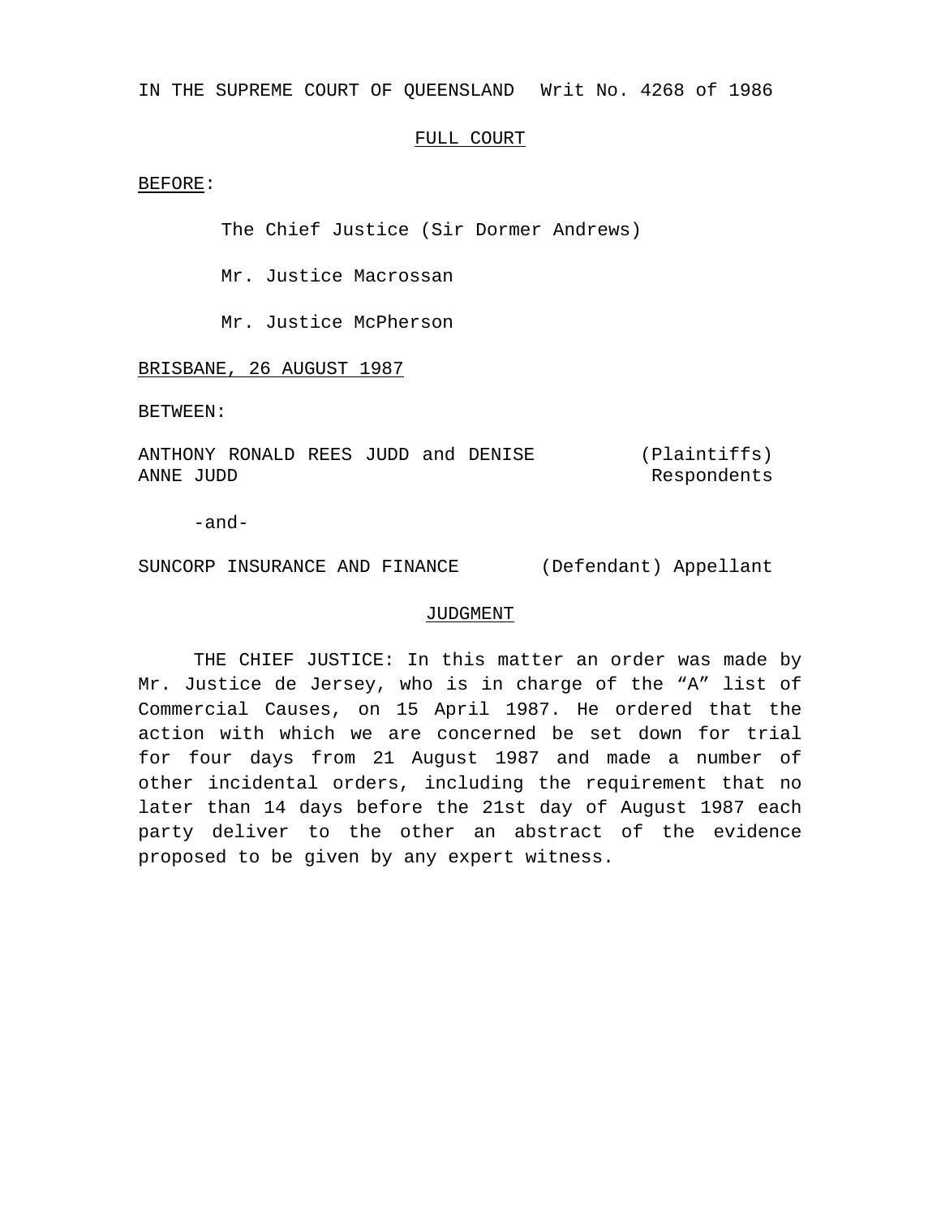IN THE SUPREME COURT OF QUEENSLAND Writ No. 4268 of 1986

FULL COURT

BEFORE:

The Chief Justice (Sir Dormer Andrews)

Mr. Justice Macrossan

Mr. Justice McPherson

BRISBANE, 26 AUGUST 1987

BETWEEN:

ANTHONY RONALD REES JUDD and DENISE ANNE JUDD (Plaintiffs) Respondents

-and-

SUNCORP INSURANCE AND FINANCE (Defendant) Appellant

JUDGMENT

THE CHIEF JUSTICE: In this matter an order was made by Mr. Justice de Jersey, who is in charge of the "A" list of Commercial Causes, on 15 April 1987. He ordered that the action with which we are concerned be set down for trial for four days from 21 August 1987 and made a number of other incidental orders, including the requirement that no later than 14 days before the 21st day of August 1987 each party deliver to the other an abstract of the evidence proposed to be given by any expert witness.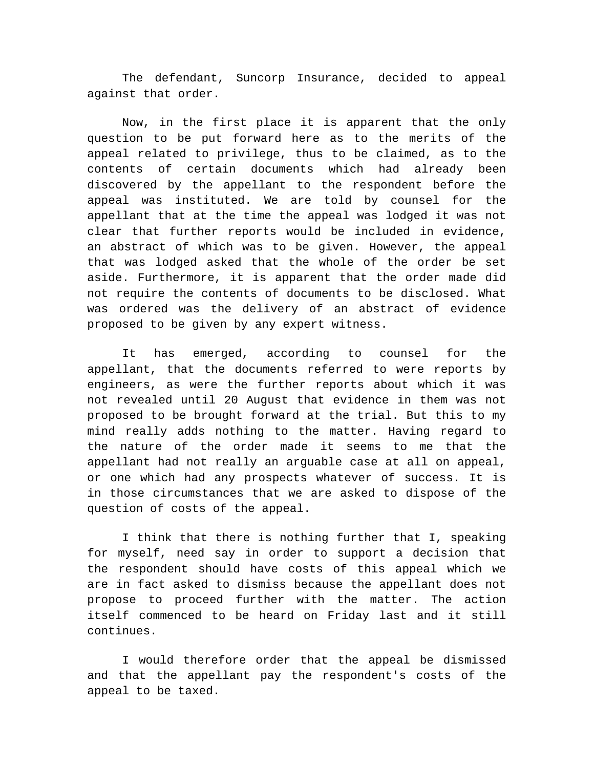The defendant, Suncorp Insurance, decided to appeal against that order.

Now, in the first place it is apparent that the only question to be put forward here as to the merits of the appeal related to privilege, thus to be claimed, as to the contents of certain documents which had already been discovered by the appellant to the respondent before the appeal was instituted. We are told by counsel for the appellant that at the time the appeal was lodged it was not clear that further reports would be included in evidence, an abstract of which was to be given. However, the appeal that was lodged asked that the whole of the order be set aside. Furthermore, it is apparent that the order made did not require the contents of documents to be disclosed. What was ordered was the delivery of an abstract of evidence proposed to be given by any expert witness.

It has emerged, according to counsel for the appellant, that the documents referred to were reports by engineers, as were the further reports about which it was not revealed until 20 August that evidence in them was not proposed to be brought forward at the trial. But this to my mind really adds nothing to the matter. Having regard to the nature of the order made it seems to me that the appellant had not really an arguable case at all on appeal, or one which had any prospects whatever of success. It is in those circumstances that we are asked to dispose of the question of costs of the appeal.

I think that there is nothing further that I, speaking for myself, need say in order to support a decision that the respondent should have costs of this appeal which we are in fact asked to dismiss because the appellant does not propose to proceed further with the matter. The action itself commenced to be heard on Friday last and it still continues.

I would therefore order that the appeal be dismissed and that the appellant pay the respondent's costs of the appeal to be taxed.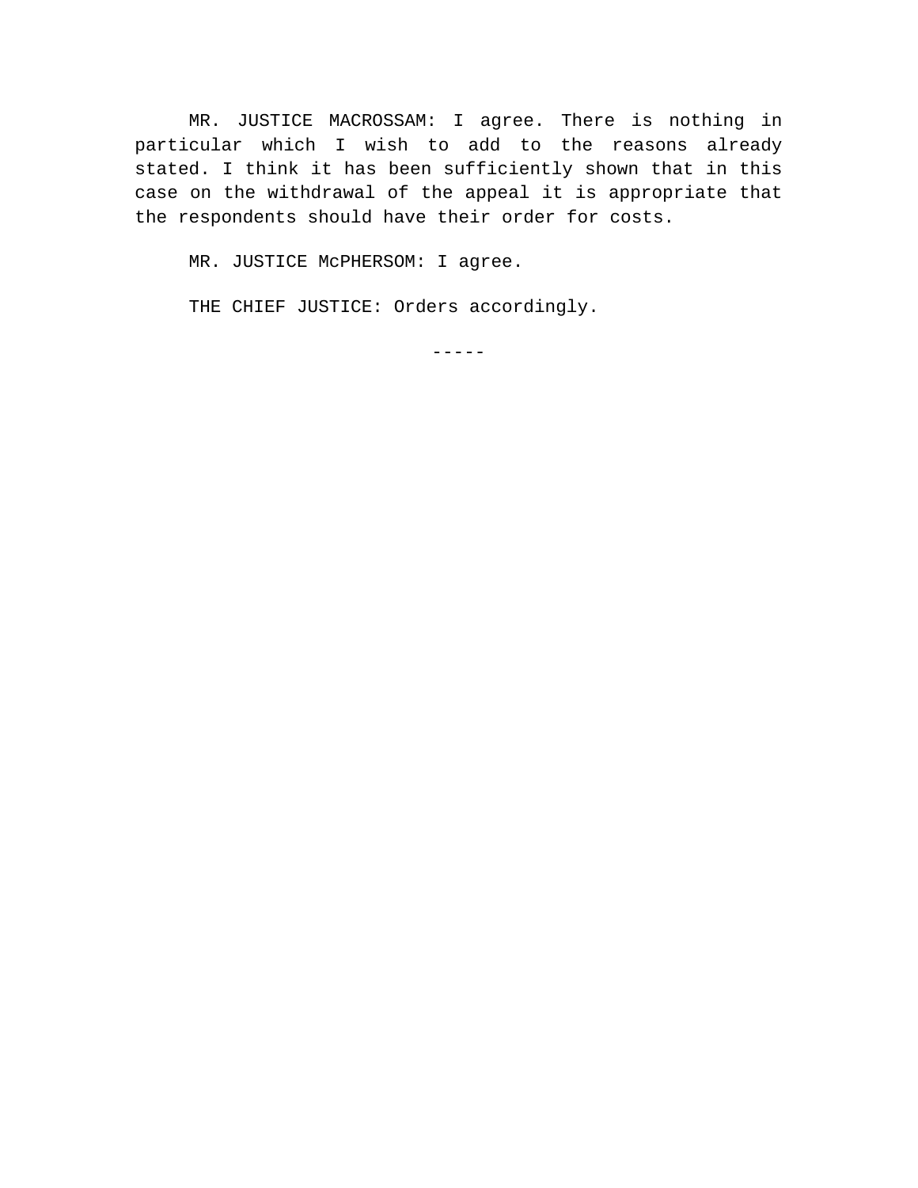MR. JUSTICE MACROSSAM: I agree. There is nothing in particular which I wish to add to the reasons already stated. I think it has been sufficiently shown that in this case on the withdrawal of the appeal it is appropriate that the respondents should have their order for costs.

MR. JUSTICE McPHERSOM: I agree.

THE CHIEF JUSTICE: Orders accordingly.

-----